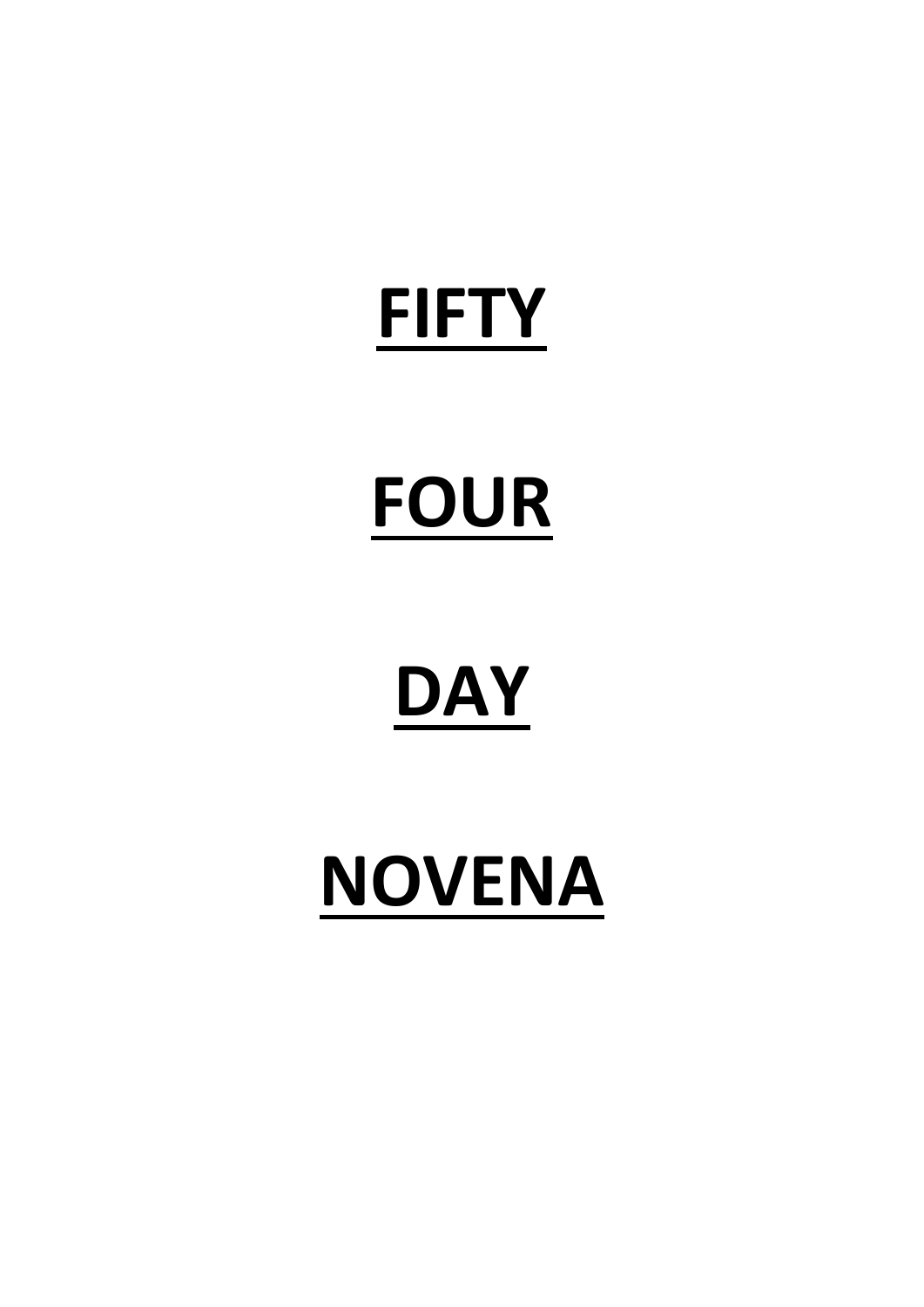# **FIFTY**

# **FOUR**

# **DAY**

# **NOVENA**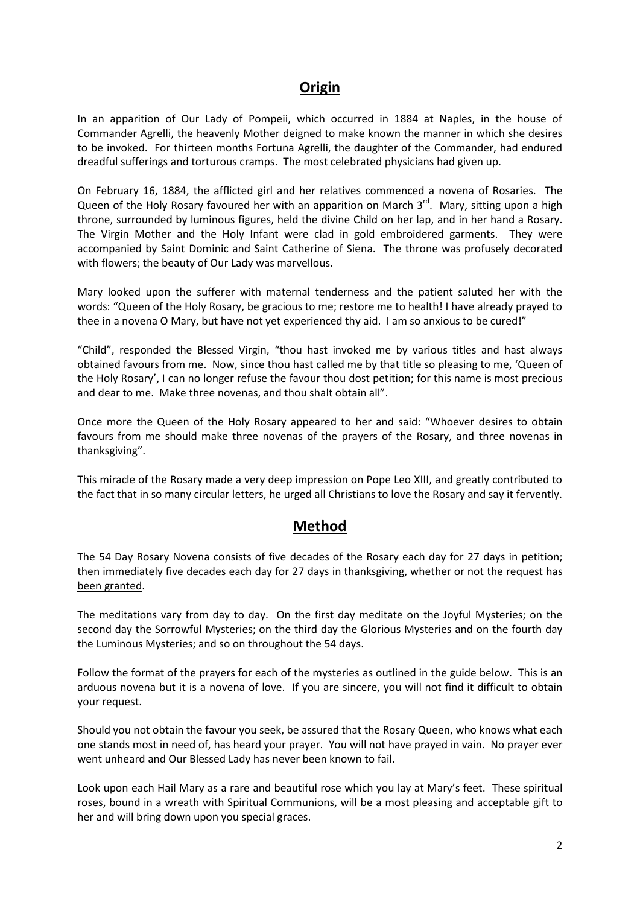## Origin

In an apparition of Our Lady of Pompeii, which occurred in 1884 at Naples, in the house of Commander Agrelli, the heavenly Mother deigned to make known the manner in which she desires to be invoked. For thirteen months Fortuna Agrelli, the daughter of the Commander, had endured dreadful sufferings and torturous cramps. The most celebrated physicians had given up.

On February 16, 1884, the afflicted girl and her relatives commenced a novena of Rosaries. The Queen of the Holy Rosary favoured her with an apparition on March 3rd. Mary, sitting upon a high throne, surrounded by luminous figures, held the divine Child on her lap, and in her hand a Rosary. The Virgin Mother and the Holy Infant were clad in gold embroidered garments. They were accompanied by Saint Dominic and Saint Catherine of Siena. The throne was profusely decorated with flowers; the beauty of Our Lady was marvellous.

Mary looked upon the sufferer with maternal tenderness and the patient saluted her with the words: "Queen of the Holy Rosary, be gracious to me; restore me to health! I have already prayed to thee in a novena O Mary, but have not yet experienced thy aid. I am so anxious to be cured!"

"Child", responded the Blessed Virgin, "thou hast invoked me by various titles and hast always obtained favours from me. Now, since thou hast called me by that title so pleasing to me, 'Queen of the Holy Rosary', I can no longer refuse the favour thou dost petition; for this name is most precious and dear to me. Make three novenas, and thou shalt obtain all".

Once more the Queen of the Holy Rosary appeared to her and said: "Whoever desires to obtain favours from me should make three novenas of the prayers of the Rosary, and three novenas in thanksgiving".

This miracle of the Rosary made a very deep impression on Pope Leo XIII, and greatly contributed to the fact that in so many circular letters, he urged all Christians to love the Rosary and say it fervently.

## Method

The 54 Day Rosary Novena consists of five decades of the Rosary each day for 27 days in petition; then immediately five decades each day for 27 days in thanksgiving, whether or not the request has been granted.

The meditations vary from day to day. On the first day meditate on the Joyful Mysteries; on the second day the Sorrowful Mysteries; on the third day the Glorious Mysteries and on the fourth day the Luminous Mysteries; and so on throughout the 54 days.

Follow the format of the prayers for each of the mysteries as outlined in the guide below. This is an arduous novena but it is a novena of love. If you are sincere, you will not find it difficult to obtain your request.

Should you not obtain the favour you seek, be assured that the Rosary Queen, who knows what each one stands most in need of, has heard your prayer. You will not have prayed in vain. No prayer ever went unheard and Our Blessed Lady has never been known to fail.

Look upon each Hail Mary as a rare and beautiful rose which you lay at Mary's feet. These spiritual roses, bound in a wreath with Spiritual Communions, will be a most pleasing and acceptable gift to her and will bring down upon you special graces.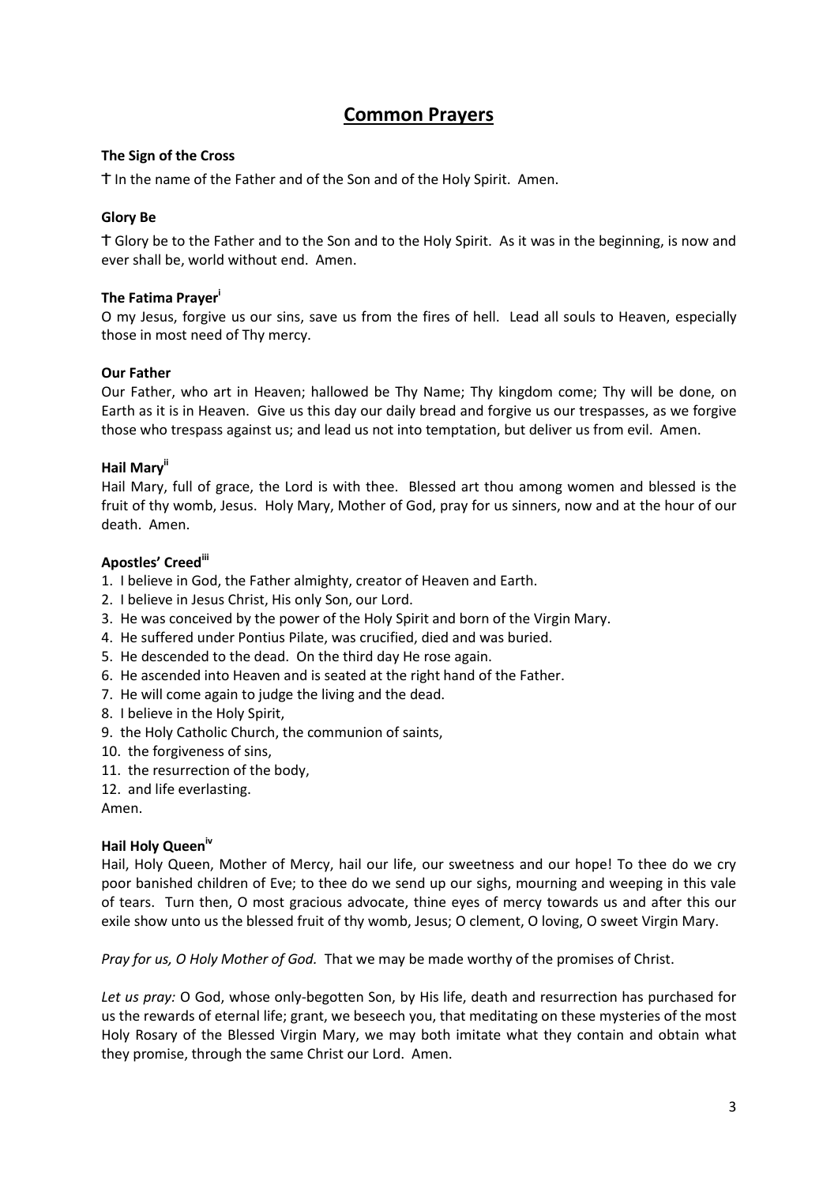# Common Prayers

### The Sign of the Cross

☩ In the name of the Father and of the Son and of the Holy Spirit. Amen.

### Glory Be

☩ Glory be to the Father and to the Son and to the Holy Spirit. As it was in the beginning, is now and ever shall be, world without end. Amen.

### The Fatima Prayer[i]

O my Jesus, forgive us our sins, save us from the fires of hell. Lead all souls to Heaven, especially those in most need of Thy mercy.

### Our Father

Our Father, who art in Heaven; hallowed be Thy Name; Thy kingdom come; Thy will be done, on Earth as it is in Heaven. Give us this day our daily bread and forgive us our trespasses, as we forgive those who trespass against us; and lead us not into temptation, but deliver us from evil. Amen.

### Hail Mary[ii]

Hail Mary, full of grace, the Lord is with thee. Blessed art thou among women and blessed is the fruit of thy womb, Jesus. Holy Mary, Mother of God, pray for us sinners, now and at the hour of our death. Amen.

### Apostles' Creed[iii]

1. I believe in God, the Father almighty, creator of Heaven and Earth.
2. I believe in Jesus Christ, His only Son, our Lord.
3. He was conceived by the power of the Holy Spirit and born of the Virgin Mary.
4. He suffered under Pontius Pilate, was crucified, died and was buried.
5. He descended to the dead. On the third day He rose again.
6. He ascended into Heaven and is seated at the right hand of the Father.
7. He will come again to judge the living and the dead.
8. I believe in the Holy Spirit,
9. the Holy Catholic Church, the communion of saints,
10. the forgiveness of sins,
11. the resurrection of the body,
12. and life everlasting.

Amen.

### Hail Holy Queen[iv]

Hail, Holy Queen, Mother of Mercy, hail our life, our sweetness and our hope! To thee do we cry poor banished children of Eve; to thee do we send up our sighs, mourning and weeping in this vale of tears. Turn then, O most gracious advocate, thine eyes of mercy towards us and after this our exile show unto us the blessed fruit of thy womb, Jesus; O clement, O loving, O sweet Virgin Mary.

*Pray for us, O Holy Mother of God.* That we may be made worthy of the promises of Christ.

*Let us pray:* O God, whose only-begotten Son, by His life, death and resurrection has purchased for us the rewards of eternal life; grant, we beseech you, that meditating on these mysteries of the most Holy Rosary of the Blessed Virgin Mary, we may both imitate what they contain and obtain what they promise, through the same Christ our Lord. Amen.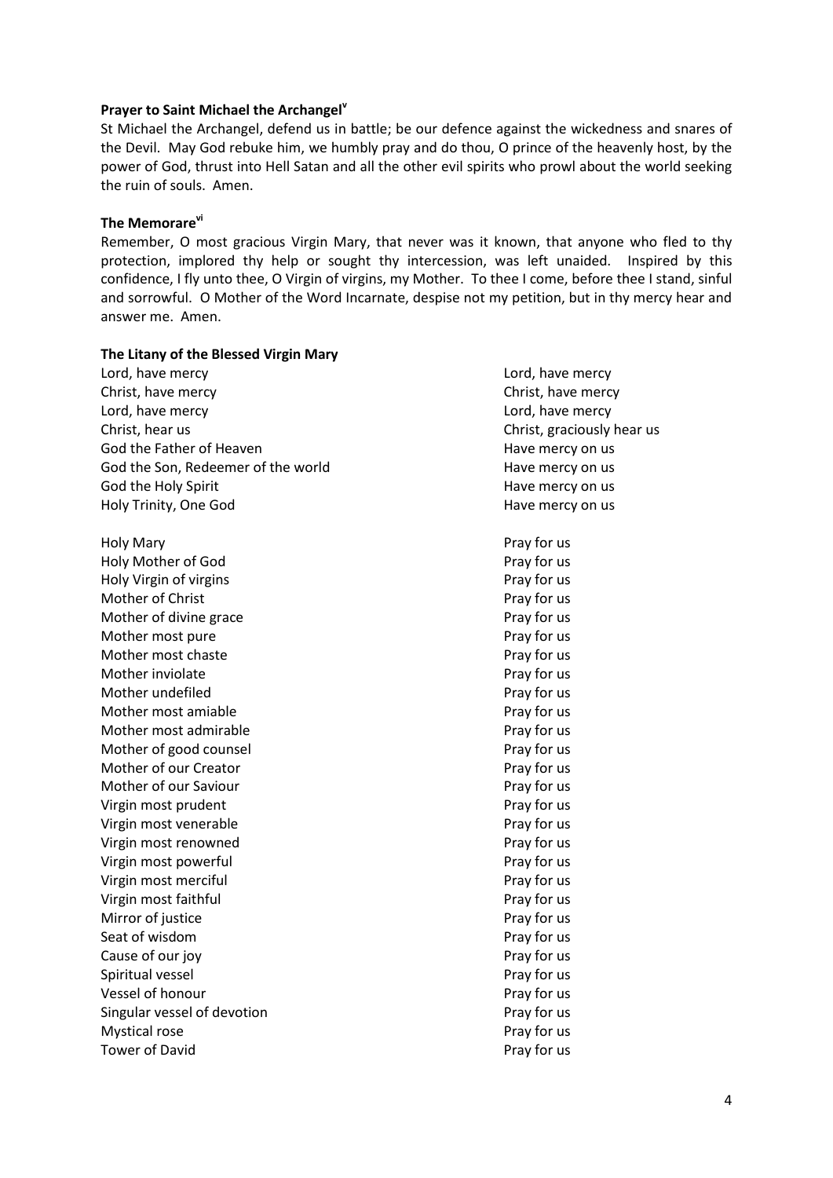**Prayer to Saint Michael the Archangel[v]**

St Michael the Archangel, defend us in battle; be our defence against the wickedness and snares of the Devil. May God rebuke him, we humbly pray and do thou, O prince of the heavenly host, by the power of God, thrust into Hell Satan and all the other evil spirits who prowl about the world seeking the ruin of souls. Amen.

**The Memorare[vi]**

Remember, O most gracious Virgin Mary, that never was it known, that anyone who fled to thy protection, implored thy help or sought thy intercession, was left unaided. Inspired by this confidence, I fly unto thee, O Virgin of virgins, my Mother. To thee I come, before thee I stand, sinful and sorrowful. O Mother of the Word Incarnate, despise not my petition, but in thy mercy hear and answer me. Amen.

**The Litany of the Blessed Virgin Mary**

Lord, have mercy — Lord, have mercy
Christ, have mercy — Christ, have mercy
Lord, have mercy — Lord, have mercy
Christ, hear us — Christ, graciously hear us
God the Father of Heaven — Have mercy on us
God the Son, Redeemer of the world — Have mercy on us
God the Holy Spirit — Have mercy on us
Holy Trinity, One God — Have mercy on us

Holy Mary — Pray for us
Holy Mother of God — Pray for us
Holy Virgin of virgins — Pray for us
Mother of Christ — Pray for us
Mother of divine grace — Pray for us
Mother most pure — Pray for us
Mother most chaste — Pray for us
Mother inviolate — Pray for us
Mother undefiled — Pray for us
Mother most amiable — Pray for us
Mother most admirable — Pray for us
Mother of good counsel — Pray for us
Mother of our Creator — Pray for us
Mother of our Saviour — Pray for us
Virgin most prudent — Pray for us
Virgin most venerable — Pray for us
Virgin most renowned — Pray for us
Virgin most powerful — Pray for us
Virgin most merciful — Pray for us
Virgin most faithful — Pray for us
Mirror of justice — Pray for us
Seat of wisdom — Pray for us
Cause of our joy — Pray for us
Spiritual vessel — Pray for us
Vessel of honour — Pray for us
Singular vessel of devotion — Pray for us
Mystical rose — Pray for us
Tower of David — Pray for us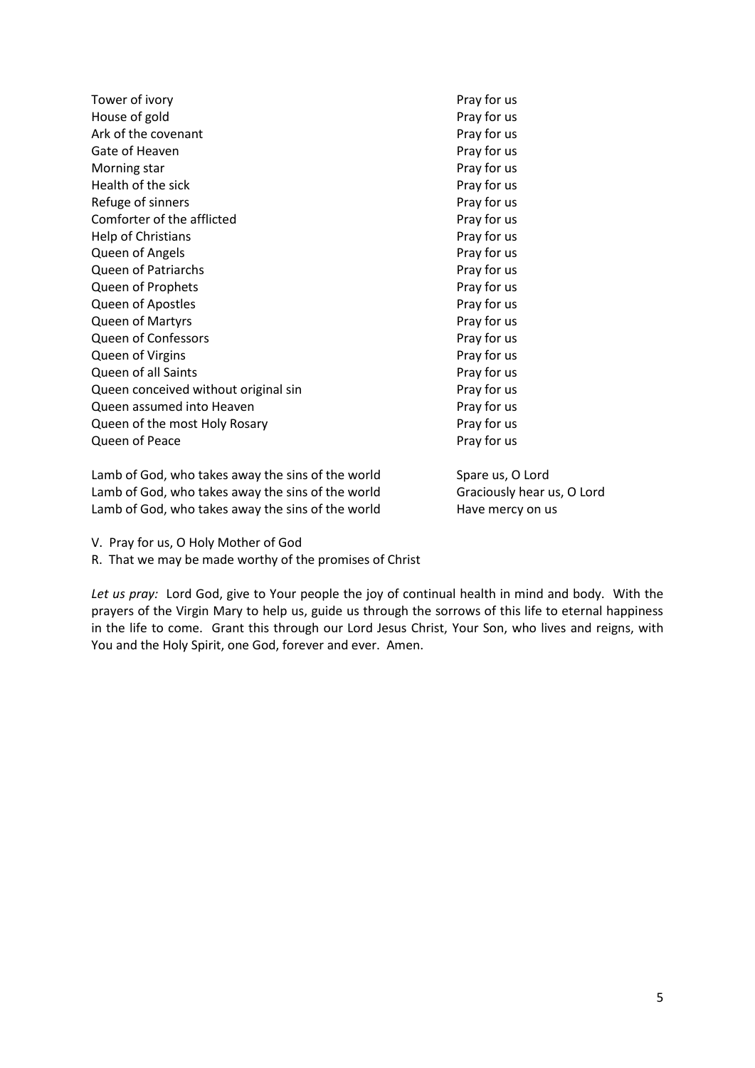| | |
|---|---|
| Tower of ivory | Pray for us |
| House of gold | Pray for us |
| Ark of the covenant | Pray for us |
| Gate of Heaven | Pray for us |
| Morning star | Pray for us |
| Health of the sick | Pray for us |
| Refuge of sinners | Pray for us |
| Comforter of the afflicted | Pray for us |
| Help of Christians | Pray for us |
| Queen of Angels | Pray for us |
| Queen of Patriarchs | Pray for us |
| Queen of Prophets | Pray for us |
| Queen of Apostles | Pray for us |
| Queen of Martyrs | Pray for us |
| Queen of Confessors | Pray for us |
| Queen of Virgins | Pray for us |
| Queen of all Saints | Pray for us |
| Queen conceived without original sin | Pray for us |
| Queen assumed into Heaven | Pray for us |
| Queen of the most Holy Rosary | Pray for us |
| Queen of Peace | Pray for us |

| | |
|---|---|
| Lamb of God, who takes away the sins of the world | Spare us, O Lord |
| Lamb of God, who takes away the sins of the world | Graciously hear us, O Lord |
| Lamb of God, who takes away the sins of the world | Have mercy on us |

V. Pray for us, O Holy Mother of God

R. That we may be made worthy of the promises of Christ

*Let us pray:* Lord God, give to Your people the joy of continual health in mind and body. With the prayers of the Virgin Mary to help us, guide us through the sorrows of this life to eternal happiness in the life to come. Grant this through our Lord Jesus Christ, Your Son, who lives and reigns, with You and the Holy Spirit, one God, forever and ever. Amen.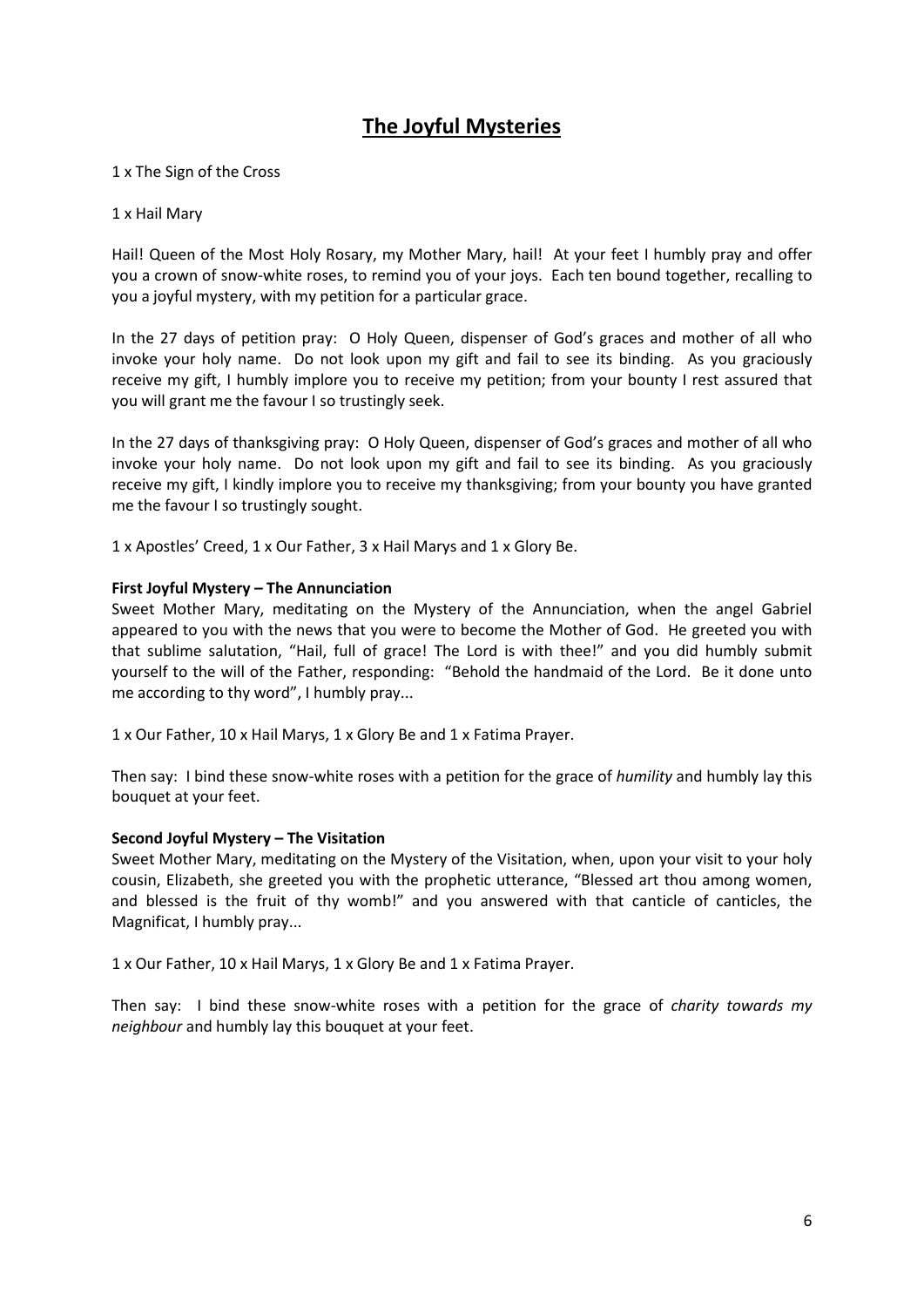# The Joyful Mysteries

1 x The Sign of the Cross

1 x Hail Mary

Hail! Queen of the Most Holy Rosary, my Mother Mary, hail! At your feet I humbly pray and offer you a crown of snow-white roses, to remind you of your joys. Each ten bound together, recalling to you a joyful mystery, with my petition for a particular grace.

In the 27 days of petition pray: O Holy Queen, dispenser of God's graces and mother of all who invoke your holy name. Do not look upon my gift and fail to see its binding. As you graciously receive my gift, I humbly implore you to receive my petition; from your bounty I rest assured that you will grant me the favour I so trustingly seek.

In the 27 days of thanksgiving pray: O Holy Queen, dispenser of God's graces and mother of all who invoke your holy name. Do not look upon my gift and fail to see its binding. As you graciously receive my gift, I kindly implore you to receive my thanksgiving; from your bounty you have granted me the favour I so trustingly sought.

1 x Apostles' Creed, 1 x Our Father, 3 x Hail Marys and 1 x Glory Be.

**First Joyful Mystery – The Annunciation**
Sweet Mother Mary, meditating on the Mystery of the Annunciation, when the angel Gabriel appeared to you with the news that you were to become the Mother of God. He greeted you with that sublime salutation, "Hail, full of grace! The Lord is with thee!" and you did humbly submit yourself to the will of the Father, responding: "Behold the handmaid of the Lord. Be it done unto me according to thy word", I humbly pray...

1 x Our Father, 10 x Hail Marys, 1 x Glory Be and 1 x Fatima Prayer.

Then say: I bind these snow-white roses with a petition for the grace of *humility* and humbly lay this bouquet at your feet.

**Second Joyful Mystery – The Visitation**
Sweet Mother Mary, meditating on the Mystery of the Visitation, when, upon your visit to your holy cousin, Elizabeth, she greeted you with the prophetic utterance, "Blessed art thou among women, and blessed is the fruit of thy womb!" and you answered with that canticle of canticles, the Magnificat, I humbly pray...

1 x Our Father, 10 x Hail Marys, 1 x Glory Be and 1 x Fatima Prayer.

Then say: I bind these snow-white roses with a petition for the grace of *charity towards my neighbour* and humbly lay this bouquet at your feet.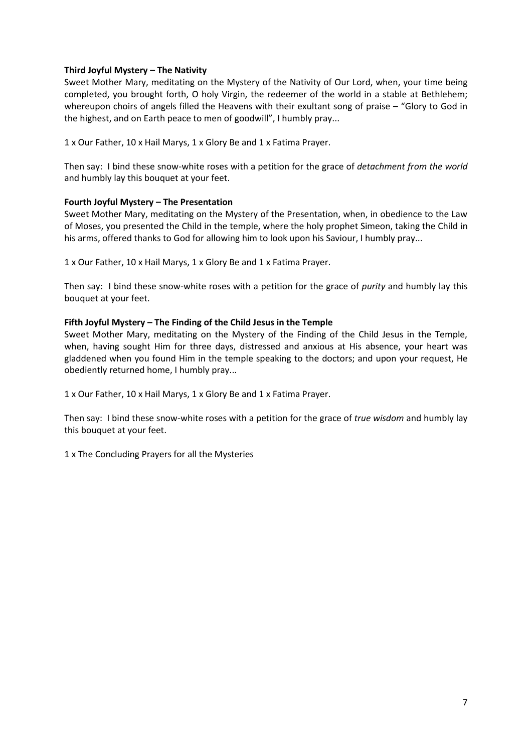**Third Joyful Mystery – The Nativity**

Sweet Mother Mary, meditating on the Mystery of the Nativity of Our Lord, when, your time being completed, you brought forth, O holy Virgin, the redeemer of the world in a stable at Bethlehem; whereupon choirs of angels filled the Heavens with their exultant song of praise – "Glory to God in the highest, and on Earth peace to men of goodwill", I humbly pray...

1 x Our Father, 10 x Hail Marys, 1 x Glory Be and 1 x Fatima Prayer.

Then say: I bind these snow-white roses with a petition for the grace of *detachment from the world* and humbly lay this bouquet at your feet.

**Fourth Joyful Mystery – The Presentation**

Sweet Mother Mary, meditating on the Mystery of the Presentation, when, in obedience to the Law of Moses, you presented the Child in the temple, where the holy prophet Simeon, taking the Child in his arms, offered thanks to God for allowing him to look upon his Saviour, I humbly pray...

1 x Our Father, 10 x Hail Marys, 1 x Glory Be and 1 x Fatima Prayer.

Then say: I bind these snow-white roses with a petition for the grace of *purity* and humbly lay this bouquet at your feet.

**Fifth Joyful Mystery – The Finding of the Child Jesus in the Temple**

Sweet Mother Mary, meditating on the Mystery of the Finding of the Child Jesus in the Temple, when, having sought Him for three days, distressed and anxious at His absence, your heart was gladdened when you found Him in the temple speaking to the doctors; and upon your request, He obediently returned home, I humbly pray...

1 x Our Father, 10 x Hail Marys, 1 x Glory Be and 1 x Fatima Prayer.

Then say: I bind these snow-white roses with a petition for the grace of *true wisdom* and humbly lay this bouquet at your feet.

1 x The Concluding Prayers for all the Mysteries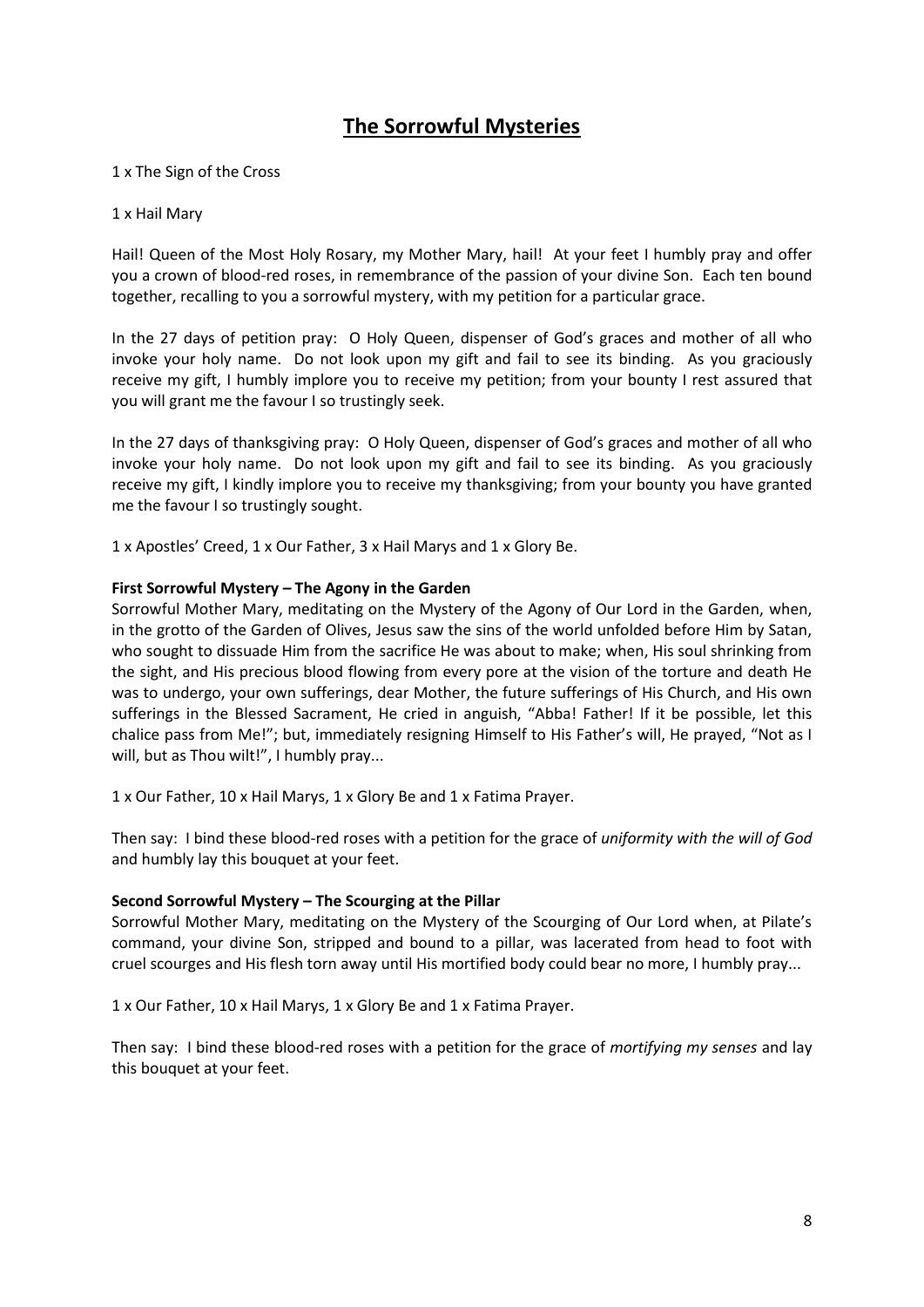# The Sorrowful Mysteries

1 x The Sign of the Cross

1 x Hail Mary

Hail! Queen of the Most Holy Rosary, my Mother Mary, hail! At your feet I humbly pray and offer you a crown of blood-red roses, in remembrance of the passion of your divine Son. Each ten bound together, recalling to you a sorrowful mystery, with my petition for a particular grace.

In the 27 days of petition pray: O Holy Queen, dispenser of God's graces and mother of all who invoke your holy name. Do not look upon my gift and fail to see its binding. As you graciously receive my gift, I humbly implore you to receive my petition; from your bounty I rest assured that you will grant me the favour I so trustingly seek.

In the 27 days of thanksgiving pray: O Holy Queen, dispenser of God's graces and mother of all who invoke your holy name. Do not look upon my gift and fail to see its binding. As you graciously receive my gift, I kindly implore you to receive my thanksgiving; from your bounty you have granted me the favour I so trustingly sought.

1 x Apostles' Creed, 1 x Our Father, 3 x Hail Marys and 1 x Glory Be.

**First Sorrowful Mystery – The Agony in the Garden**
Sorrowful Mother Mary, meditating on the Mystery of the Agony of Our Lord in the Garden, when, in the grotto of the Garden of Olives, Jesus saw the sins of the world unfolded before Him by Satan, who sought to dissuade Him from the sacrifice He was about to make; when, His soul shrinking from the sight, and His precious blood flowing from every pore at the vision of the torture and death He was to undergo, your own sufferings, dear Mother, the future sufferings of His Church, and His own sufferings in the Blessed Sacrament, He cried in anguish, "Abba! Father! If it be possible, let this chalice pass from Me!"; but, immediately resigning Himself to His Father's will, He prayed, "Not as I will, but as Thou wilt!", I humbly pray...

1 x Our Father, 10 x Hail Marys, 1 x Glory Be and 1 x Fatima Prayer.

Then say: I bind these blood-red roses with a petition for the grace of *uniformity with the will of God* and humbly lay this bouquet at your feet.

**Second Sorrowful Mystery – The Scourging at the Pillar**
Sorrowful Mother Mary, meditating on the Mystery of the Scourging of Our Lord when, at Pilate's command, your divine Son, stripped and bound to a pillar, was lacerated from head to foot with cruel scourges and His flesh torn away until His mortified body could bear no more, I humbly pray...

1 x Our Father, 10 x Hail Marys, 1 x Glory Be and 1 x Fatima Prayer.

Then say: I bind these blood-red roses with a petition for the grace of *mortifying my senses* and lay this bouquet at your feet.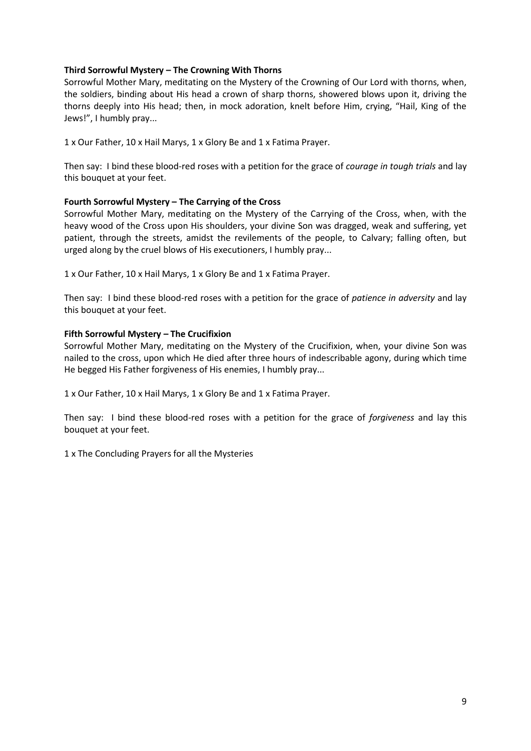**Third Sorrowful Mystery – The Crowning With Thorns**

Sorrowful Mother Mary, meditating on the Mystery of the Crowning of Our Lord with thorns, when, the soldiers, binding about His head a crown of sharp thorns, showered blows upon it, driving the thorns deeply into His head; then, in mock adoration, knelt before Him, crying, "Hail, King of the Jews!", I humbly pray...

1 x Our Father, 10 x Hail Marys, 1 x Glory Be and 1 x Fatima Prayer.

Then say: I bind these blood-red roses with a petition for the grace of *courage in tough trials* and lay this bouquet at your feet.

**Fourth Sorrowful Mystery – The Carrying of the Cross**

Sorrowful Mother Mary, meditating on the Mystery of the Carrying of the Cross, when, with the heavy wood of the Cross upon His shoulders, your divine Son was dragged, weak and suffering, yet patient, through the streets, amidst the revilements of the people, to Calvary; falling often, but urged along by the cruel blows of His executioners, I humbly pray...

1 x Our Father, 10 x Hail Marys, 1 x Glory Be and 1 x Fatima Prayer.

Then say: I bind these blood-red roses with a petition for the grace of *patience in adversity* and lay this bouquet at your feet.

**Fifth Sorrowful Mystery – The Crucifixion**

Sorrowful Mother Mary, meditating on the Mystery of the Crucifixion, when, your divine Son was nailed to the cross, upon which He died after three hours of indescribable agony, during which time He begged His Father forgiveness of His enemies, I humbly pray...

1 x Our Father, 10 x Hail Marys, 1 x Glory Be and 1 x Fatima Prayer.

Then say: I bind these blood-red roses with a petition for the grace of *forgiveness* and lay this bouquet at your feet.

1 x The Concluding Prayers for all the Mysteries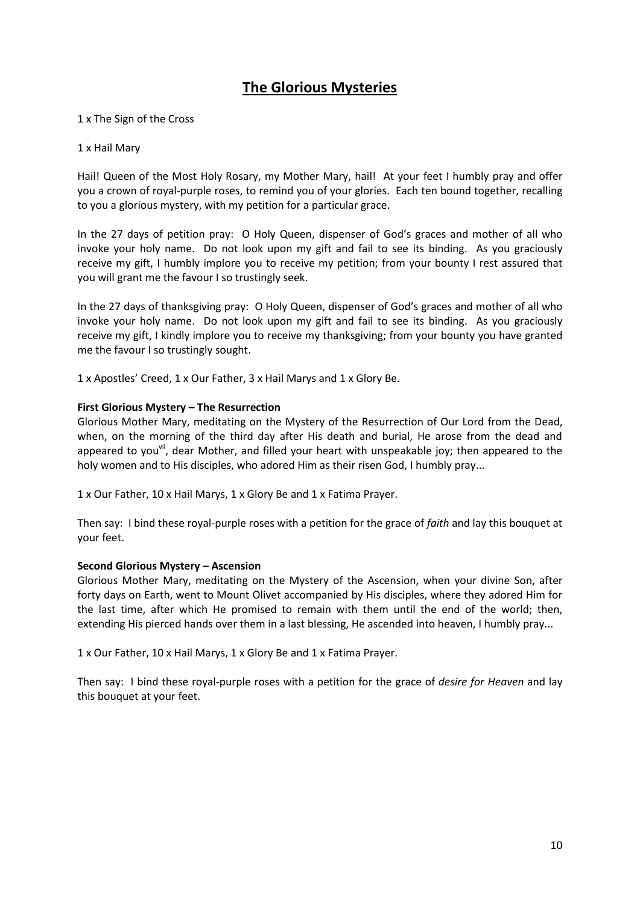# The Glorious Mysteries

1 x The Sign of the Cross

1 x Hail Mary

Hail! Queen of the Most Holy Rosary, my Mother Mary, hail! At your feet I humbly pray and offer you a crown of royal-purple roses, to remind you of your glories. Each ten bound together, recalling to you a glorious mystery, with my petition for a particular grace.

In the 27 days of petition pray: O Holy Queen, dispenser of God's graces and mother of all who invoke your holy name. Do not look upon my gift and fail to see its binding. As you graciously receive my gift, I humbly implore you to receive my petition; from your bounty I rest assured that you will grant me the favour I so trustingly seek.

In the 27 days of thanksgiving pray: O Holy Queen, dispenser of God's graces and mother of all who invoke your holy name. Do not look upon my gift and fail to see its binding. As you graciously receive my gift, I kindly implore you to receive my thanksgiving; from your bounty you have granted me the favour I so trustingly sought.

1 x Apostles' Creed, 1 x Our Father, 3 x Hail Marys and 1 x Glory Be.

**First Glorious Mystery – The Resurrection**
Glorious Mother Mary, meditating on the Mystery of the Resurrection of Our Lord from the Dead, when, on the morning of the third day after His death and burial, He arose from the dead and appeared to you[vii], dear Mother, and filled your heart with unspeakable joy; then appeared to the holy women and to His disciples, who adored Him as their risen God, I humbly pray...

1 x Our Father, 10 x Hail Marys, 1 x Glory Be and 1 x Fatima Prayer.

Then say: I bind these royal-purple roses with a petition for the grace of *faith* and lay this bouquet at your feet.

**Second Glorious Mystery – Ascension**
Glorious Mother Mary, meditating on the Mystery of the Ascension, when your divine Son, after forty days on Earth, went to Mount Olivet accompanied by His disciples, where they adored Him for the last time, after which He promised to remain with them until the end of the world; then, extending His pierced hands over them in a last blessing, He ascended into heaven, I humbly pray...

1 x Our Father, 10 x Hail Marys, 1 x Glory Be and 1 x Fatima Prayer.

Then say: I bind these royal-purple roses with a petition for the grace of *desire for Heaven* and lay this bouquet at your feet.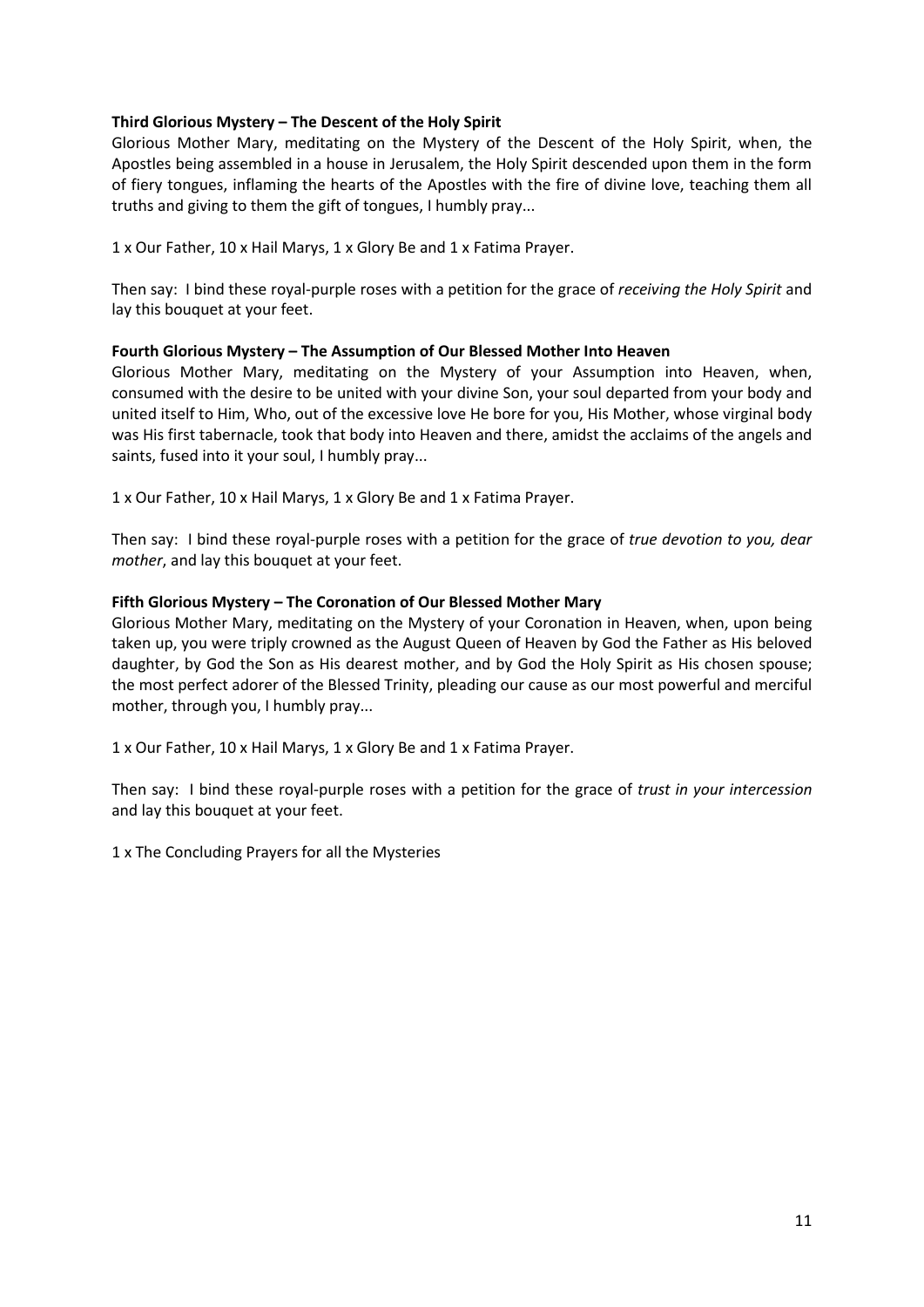**Third Glorious Mystery – The Descent of the Holy Spirit**

Glorious Mother Mary, meditating on the Mystery of the Descent of the Holy Spirit, when, the Apostles being assembled in a house in Jerusalem, the Holy Spirit descended upon them in the form of fiery tongues, inflaming the hearts of the Apostles with the fire of divine love, teaching them all truths and giving to them the gift of tongues, I humbly pray...

1 x Our Father, 10 x Hail Marys, 1 x Glory Be and 1 x Fatima Prayer.

Then say: I bind these royal-purple roses with a petition for the grace of *receiving the Holy Spirit* and lay this bouquet at your feet.

**Fourth Glorious Mystery – The Assumption of Our Blessed Mother Into Heaven**

Glorious Mother Mary, meditating on the Mystery of your Assumption into Heaven, when, consumed with the desire to be united with your divine Son, your soul departed from your body and united itself to Him, Who, out of the excessive love He bore for you, His Mother, whose virginal body was His first tabernacle, took that body into Heaven and there, amidst the acclaims of the angels and saints, fused into it your soul, I humbly pray...

1 x Our Father, 10 x Hail Marys, 1 x Glory Be and 1 x Fatima Prayer.

Then say: I bind these royal-purple roses with a petition for the grace of *true devotion to you, dear mother*, and lay this bouquet at your feet.

**Fifth Glorious Mystery – The Coronation of Our Blessed Mother Mary**

Glorious Mother Mary, meditating on the Mystery of your Coronation in Heaven, when, upon being taken up, you were triply crowned as the August Queen of Heaven by God the Father as His beloved daughter, by God the Son as His dearest mother, and by God the Holy Spirit as His chosen spouse; the most perfect adorer of the Blessed Trinity, pleading our cause as our most powerful and merciful mother, through you, I humbly pray...

1 x Our Father, 10 x Hail Marys, 1 x Glory Be and 1 x Fatima Prayer.

Then say: I bind these royal-purple roses with a petition for the grace of *trust in your intercession* and lay this bouquet at your feet.

1 x The Concluding Prayers for all the Mysteries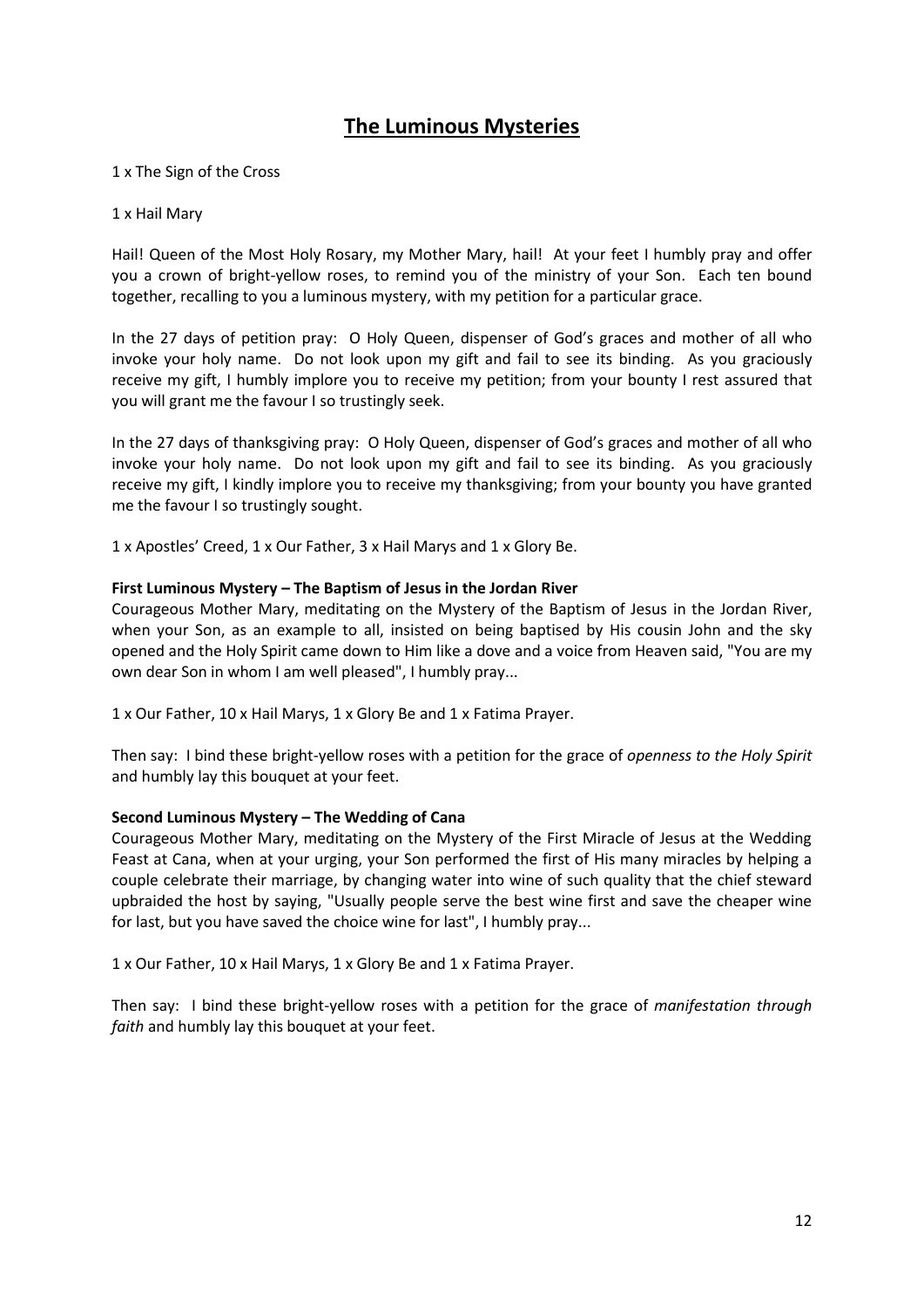# The Luminous Mysteries

1 x The Sign of the Cross

1 x Hail Mary

Hail! Queen of the Most Holy Rosary, my Mother Mary, hail! At your feet I humbly pray and offer you a crown of bright-yellow roses, to remind you of the ministry of your Son. Each ten bound together, recalling to you a luminous mystery, with my petition for a particular grace.

In the 27 days of petition pray: O Holy Queen, dispenser of God's graces and mother of all who invoke your holy name. Do not look upon my gift and fail to see its binding. As you graciously receive my gift, I humbly implore you to receive my petition; from your bounty I rest assured that you will grant me the favour I so trustingly seek.

In the 27 days of thanksgiving pray: O Holy Queen, dispenser of God's graces and mother of all who invoke your holy name. Do not look upon my gift and fail to see its binding. As you graciously receive my gift, I kindly implore you to receive my thanksgiving; from your bounty you have granted me the favour I so trustingly sought.

1 x Apostles' Creed, 1 x Our Father, 3 x Hail Marys and 1 x Glory Be.

**First Luminous Mystery – The Baptism of Jesus in the Jordan River**
Courageous Mother Mary, meditating on the Mystery of the Baptism of Jesus in the Jordan River, when your Son, as an example to all, insisted on being baptised by His cousin John and the sky opened and the Holy Spirit came down to Him like a dove and a voice from Heaven said, "You are my own dear Son in whom I am well pleased", I humbly pray...

1 x Our Father, 10 x Hail Marys, 1 x Glory Be and 1 x Fatima Prayer.

Then say: I bind these bright-yellow roses with a petition for the grace of *openness to the Holy Spirit* and humbly lay this bouquet at your feet.

**Second Luminous Mystery – The Wedding of Cana**
Courageous Mother Mary, meditating on the Mystery of the First Miracle of Jesus at the Wedding Feast at Cana, when at your urging, your Son performed the first of His many miracles by helping a couple celebrate their marriage, by changing water into wine of such quality that the chief steward upbraided the host by saying, "Usually people serve the best wine first and save the cheaper wine for last, but you have saved the choice wine for last", I humbly pray...

1 x Our Father, 10 x Hail Marys, 1 x Glory Be and 1 x Fatima Prayer.

Then say: I bind these bright-yellow roses with a petition for the grace of *manifestation through faith* and humbly lay this bouquet at your feet.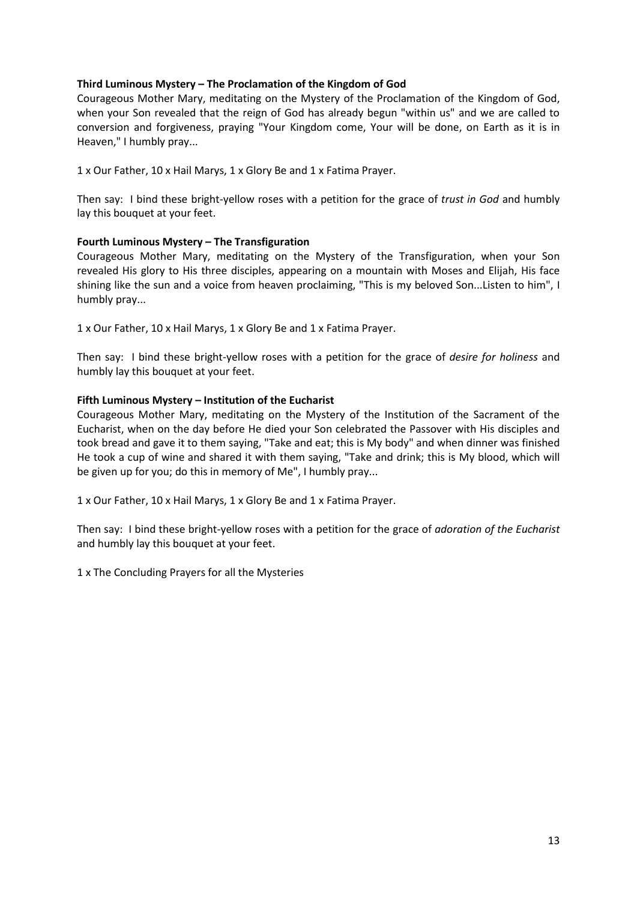**Third Luminous Mystery – The Proclamation of the Kingdom of God**

Courageous Mother Mary, meditating on the Mystery of the Proclamation of the Kingdom of God, when your Son revealed that the reign of God has already begun "within us" and we are called to conversion and forgiveness, praying "Your Kingdom come, Your will be done, on Earth as it is in Heaven," I humbly pray...

1 x Our Father, 10 x Hail Marys, 1 x Glory Be and 1 x Fatima Prayer.

Then say: I bind these bright-yellow roses with a petition for the grace of *trust in God* and humbly lay this bouquet at your feet.

**Fourth Luminous Mystery – The Transfiguration**

Courageous Mother Mary, meditating on the Mystery of the Transfiguration, when your Son revealed His glory to His three disciples, appearing on a mountain with Moses and Elijah, His face shining like the sun and a voice from heaven proclaiming, "This is my beloved Son...Listen to him", I humbly pray...

1 x Our Father, 10 x Hail Marys, 1 x Glory Be and 1 x Fatima Prayer.

Then say: I bind these bright-yellow roses with a petition for the grace of *desire for holiness* and humbly lay this bouquet at your feet.

**Fifth Luminous Mystery – Institution of the Eucharist**

Courageous Mother Mary, meditating on the Mystery of the Institution of the Sacrament of the Eucharist, when on the day before He died your Son celebrated the Passover with His disciples and took bread and gave it to them saying, "Take and eat; this is My body" and when dinner was finished He took a cup of wine and shared it with them saying, "Take and drink; this is My blood, which will be given up for you; do this in memory of Me", I humbly pray...

1 x Our Father, 10 x Hail Marys, 1 x Glory Be and 1 x Fatima Prayer.

Then say: I bind these bright-yellow roses with a petition for the grace of *adoration of the Eucharist* and humbly lay this bouquet at your feet.

1 x The Concluding Prayers for all the Mysteries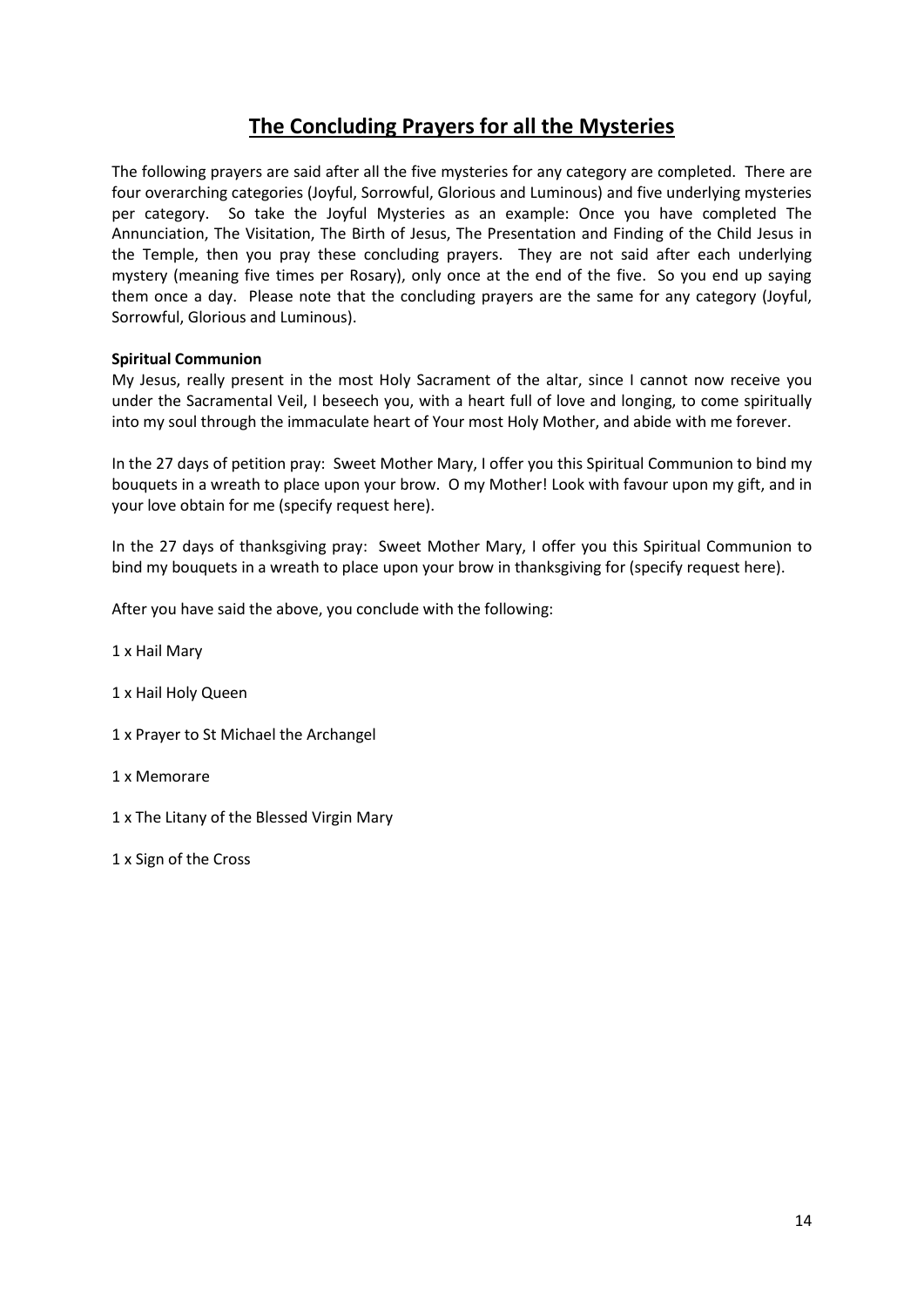# The Concluding Prayers for all the Mysteries

The following prayers are said after all the five mysteries for any category are completed. There are four overarching categories (Joyful, Sorrowful, Glorious and Luminous) and five underlying mysteries per category. So take the Joyful Mysteries as an example: Once you have completed The Annunciation, The Visitation, The Birth of Jesus, The Presentation and Finding of the Child Jesus in the Temple, then you pray these concluding prayers. They are not said after each underlying mystery (meaning five times per Rosary), only once at the end of the five. So you end up saying them once a day. Please note that the concluding prayers are the same for any category (Joyful, Sorrowful, Glorious and Luminous).

**Spiritual Communion**

My Jesus, really present in the most Holy Sacrament of the altar, since I cannot now receive you under the Sacramental Veil, I beseech you, with a heart full of love and longing, to come spiritually into my soul through the immaculate heart of Your most Holy Mother, and abide with me forever.

In the 27 days of petition pray: Sweet Mother Mary, I offer you this Spiritual Communion to bind my bouquets in a wreath to place upon your brow. O my Mother! Look with favour upon my gift, and in your love obtain for me (specify request here).

In the 27 days of thanksgiving pray: Sweet Mother Mary, I offer you this Spiritual Communion to bind my bouquets in a wreath to place upon your brow in thanksgiving for (specify request here).

After you have said the above, you conclude with the following:

1 x Hail Mary

1 x Hail Holy Queen

1 x Prayer to St Michael the Archangel

1 x Memorare

1 x The Litany of the Blessed Virgin Mary

1 x Sign of the Cross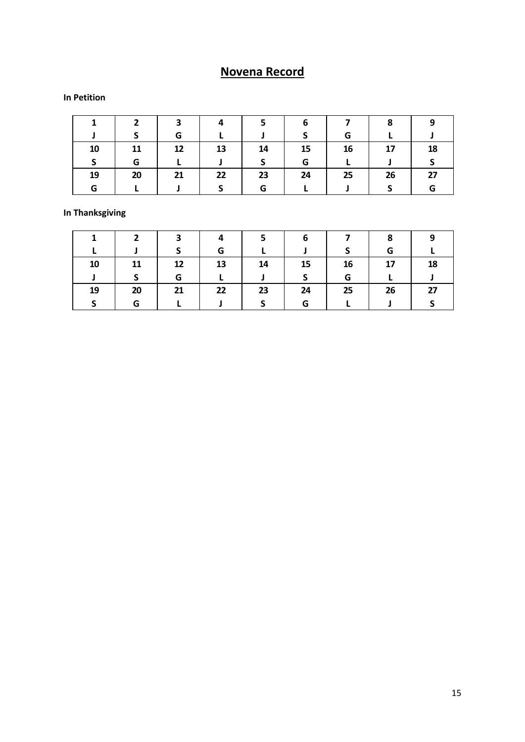## Novena Record

**In Petition**

| 1 | 2 | 3 | 4 | 5 | 6 | 7 | 8 | 9 |
|---|---|---|---|---|---|---|---|---|
| J | S | G | L | J | S | G | L | J |
| **10** | **11** | **12** | **13** | **14** | **15** | **16** | **17** | **18** |
| S | G | L | J | S | G | L | J | S |
| **19** | **20** | **21** | **22** | **23** | **24** | **25** | **26** | **27** |
| G | L | J | S | G | L | J | S | G |

**In Thanksgiving**

| 1 | 2 | 3 | 4 | 5 | 6 | 7 | 8 | 9 |
|---|---|---|---|---|---|---|---|---|
| L | J | S | G | L | J | S | G | L |
| **10** | **11** | **12** | **13** | **14** | **15** | **16** | **17** | **18** |
| J | S | G | L | J | S | G | L | J |
| **19** | **20** | **21** | **22** | **23** | **24** | **25** | **26** | **27** |
| S | G | L | J | S | G | L | J | S |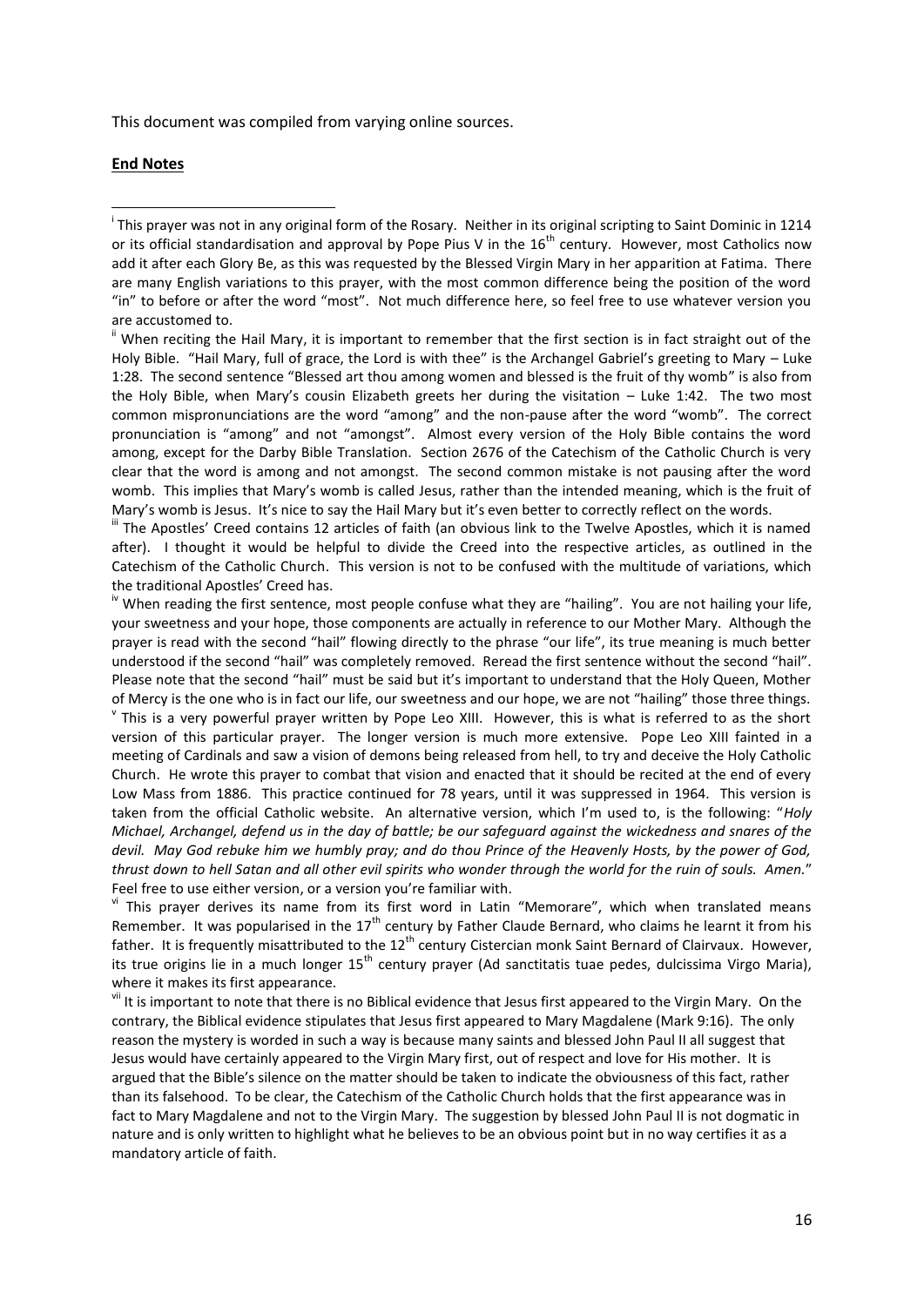This document was compiled from varying online sources.

**End Notes**

[i] This prayer was not in any original form of the Rosary. Neither in its original scripting to Saint Dominic in 1214 or its official standardisation and approval by Pope Pius V in the 16th century. However, most Catholics now add it after each Glory Be, as this was requested by the Blessed Virgin Mary in her apparition at Fatima. There are many English variations to this prayer, with the most common difference being the position of the word "in" to before or after the word "most". Not much difference here, so feel free to use whatever version you are accustomed to.

[ii] When reciting the Hail Mary, it is important to remember that the first section is in fact straight out of the Holy Bible. "Hail Mary, full of grace, the Lord is with thee" is the Archangel Gabriel's greeting to Mary – Luke 1:28. The second sentence "Blessed art thou among women and blessed is the fruit of thy womb" is also from the Holy Bible, when Mary's cousin Elizabeth greets her during the visitation – Luke 1:42. The two most common mispronunciations are the word "among" and the non-pause after the word "womb". The correct pronunciation is "among" and not "amongst". Almost every version of the Holy Bible contains the word among, except for the Darby Bible Translation. Section 2676 of the Catechism of the Catholic Church is very clear that the word is among and not amongst. The second common mistake is not pausing after the word womb. This implies that Mary's womb is called Jesus, rather than the intended meaning, which is the fruit of Mary's womb is Jesus. It's nice to say the Hail Mary but it's even better to correctly reflect on the words.

[iii] The Apostles' Creed contains 12 articles of faith (an obvious link to the Twelve Apostles, which it is named after). I thought it would be helpful to divide the Creed into the respective articles, as outlined in the Catechism of the Catholic Church. This version is not to be confused with the multitude of variations, which the traditional Apostles' Creed has.

[iv] When reading the first sentence, most people confuse what they are "hailing". You are not hailing your life, your sweetness and your hope, those components are actually in reference to our Mother Mary. Although the prayer is read with the second "hail" flowing directly to the phrase "our life", its true meaning is much better understood if the second "hail" was completely removed. Reread the first sentence without the second "hail". Please note that the second "hail" must be said but it's important to understand that the Holy Queen, Mother of Mercy is the one who is in fact our life, our sweetness and our hope, we are not "hailing" those three things.

[v] This is a very powerful prayer written by Pope Leo XIII. However, this is what is referred to as the short version of this particular prayer. The longer version is much more extensive. Pope Leo XIII fainted in a meeting of Cardinals and saw a vision of demons being released from hell, to try and deceive the Holy Catholic Church. He wrote this prayer to combat that vision and enacted that it should be recited at the end of every Low Mass from 1886. This practice continued for 78 years, until it was suppressed in 1964. This version is taken from the official Catholic website. An alternative version, which I'm used to, is the following: "*Holy Michael, Archangel, defend us in the day of battle; be our safeguard against the wickedness and snares of the devil. May God rebuke him we humbly pray; and do thou Prince of the Heavenly Hosts, by the power of God, thrust down to hell Satan and all other evil spirits who wonder through the world for the ruin of souls. Amen.*" Feel free to use either version, or a version you're familiar with.

[vi] This prayer derives its name from its first word in Latin "Memorare", which when translated means Remember. It was popularised in the 17th century by Father Claude Bernard, who claims he learnt it from his father. It is frequently misattributed to the 12th century Cistercian monk Saint Bernard of Clairvaux. However, its true origins lie in a much longer 15th century prayer (Ad sanctitatis tuae pedes, dulcissima Virgo Maria), where it makes its first appearance.

[vii] It is important to note that there is no Biblical evidence that Jesus first appeared to the Virgin Mary. On the contrary, the Biblical evidence stipulates that Jesus first appeared to Mary Magdalene (Mark 9:16). The only reason the mystery is worded in such a way is because many saints and blessed John Paul II all suggest that Jesus would have certainly appeared to the Virgin Mary first, out of respect and love for His mother. It is argued that the Bible's silence on the matter should be taken to indicate the obviousness of this fact, rather than its falsehood. To be clear, the Catechism of the Catholic Church holds that the first appearance was in fact to Mary Magdalene and not to the Virgin Mary. The suggestion by blessed John Paul II is not dogmatic in nature and is only written to highlight what he believes to be an obvious point but in no way certifies it as a mandatory article of faith.